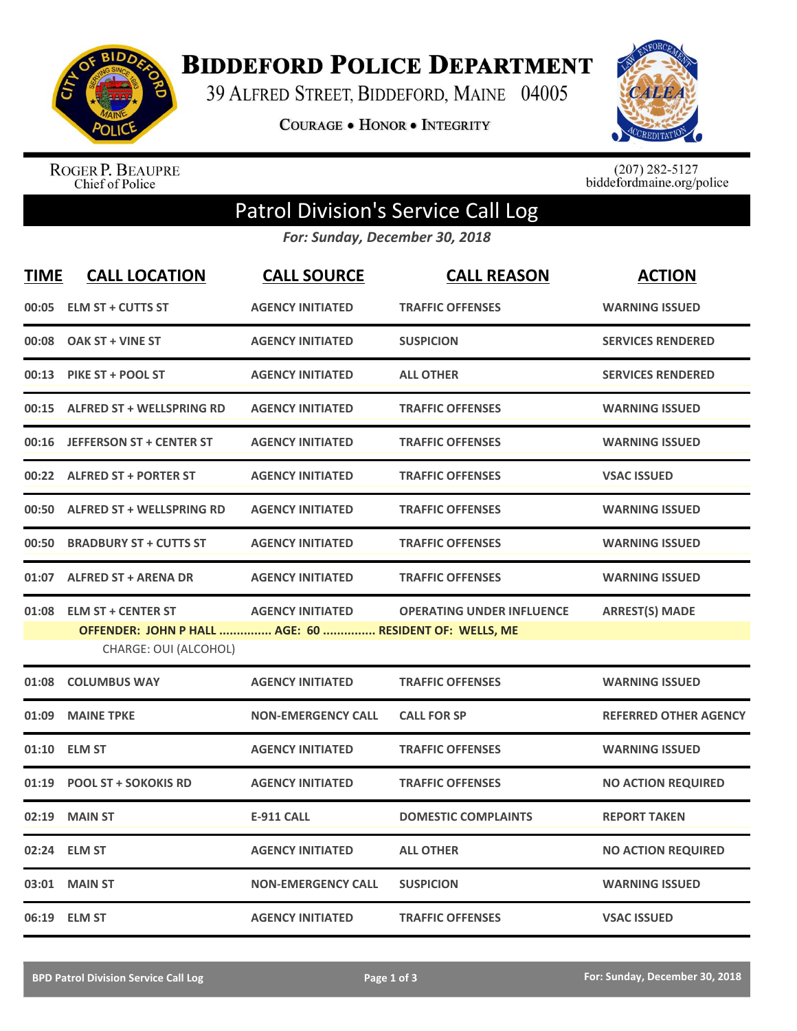# Biddeford Police Department

39 Alfred Street, Biddeford, Maine 04005

Courage • Honor • Integrity

Roger P. Beaupre
Chief of Police

(207) 282-5127
biddefordmaine.org/police

## Patrol Division's Service Call Log

*For: Sunday, December 30, 2018*

| TIME | CALL LOCATION | CALL SOURCE | CALL REASON | ACTION |
|---|---|---|---|---|
| 00:05 | ELM ST + CUTTS ST | AGENCY INITIATED | TRAFFIC OFFENSES | WARNING ISSUED |
| 00:08 | OAK ST + VINE ST | AGENCY INITIATED | SUSPICION | SERVICES RENDERED |
| 00:13 | PIKE ST + POOL ST | AGENCY INITIATED | ALL OTHER | SERVICES RENDERED |
| 00:15 | ALFRED ST + WELLSPRING RD | AGENCY INITIATED | TRAFFIC OFFENSES | WARNING ISSUED |
| 00:16 | JEFFERSON ST + CENTER ST | AGENCY INITIATED | TRAFFIC OFFENSES | WARNING ISSUED |
| 00:22 | ALFRED ST + PORTER ST | AGENCY INITIATED | TRAFFIC OFFENSES | VSAC ISSUED |
| 00:50 | ALFRED ST + WELLSPRING RD | AGENCY INITIATED | TRAFFIC OFFENSES | WARNING ISSUED |
| 00:50 | BRADBURY ST + CUTTS ST | AGENCY INITIATED | TRAFFIC OFFENSES | WARNING ISSUED |
| 01:07 | ALFRED ST + ARENA DR | AGENCY INITIATED | TRAFFIC OFFENSES | WARNING ISSUED |
| 01:08 | ELM ST + CENTER ST | AGENCY INITIATED | OPERATING UNDER INFLUENCE | ARREST(S) MADE |
| | OFFENDER: JOHN P HALL ............... AGE: 60 ............... RESIDENT OF: WELLS, ME | | | |
| | CHARGE: OUI (ALCOHOL) | | | |
| 01:08 | COLUMBUS WAY | AGENCY INITIATED | TRAFFIC OFFENSES | WARNING ISSUED |
| 01:09 | MAINE TPKE | NON-EMERGENCY CALL | CALL FOR SP | REFERRED OTHER AGENCY |
| 01:10 | ELM ST | AGENCY INITIATED | TRAFFIC OFFENSES | WARNING ISSUED |
| 01:19 | POOL ST + SOKOKIS RD | AGENCY INITIATED | TRAFFIC OFFENSES | NO ACTION REQUIRED |
| 02:19 | MAIN ST | E-911 CALL | DOMESTIC COMPLAINTS | REPORT TAKEN |
| 02:24 | ELM ST | AGENCY INITIATED | ALL OTHER | NO ACTION REQUIRED |
| 03:01 | MAIN ST | NON-EMERGENCY CALL | SUSPICION | WARNING ISSUED |
| 06:19 | ELM ST | AGENCY INITIATED | TRAFFIC OFFENSES | VSAC ISSUED |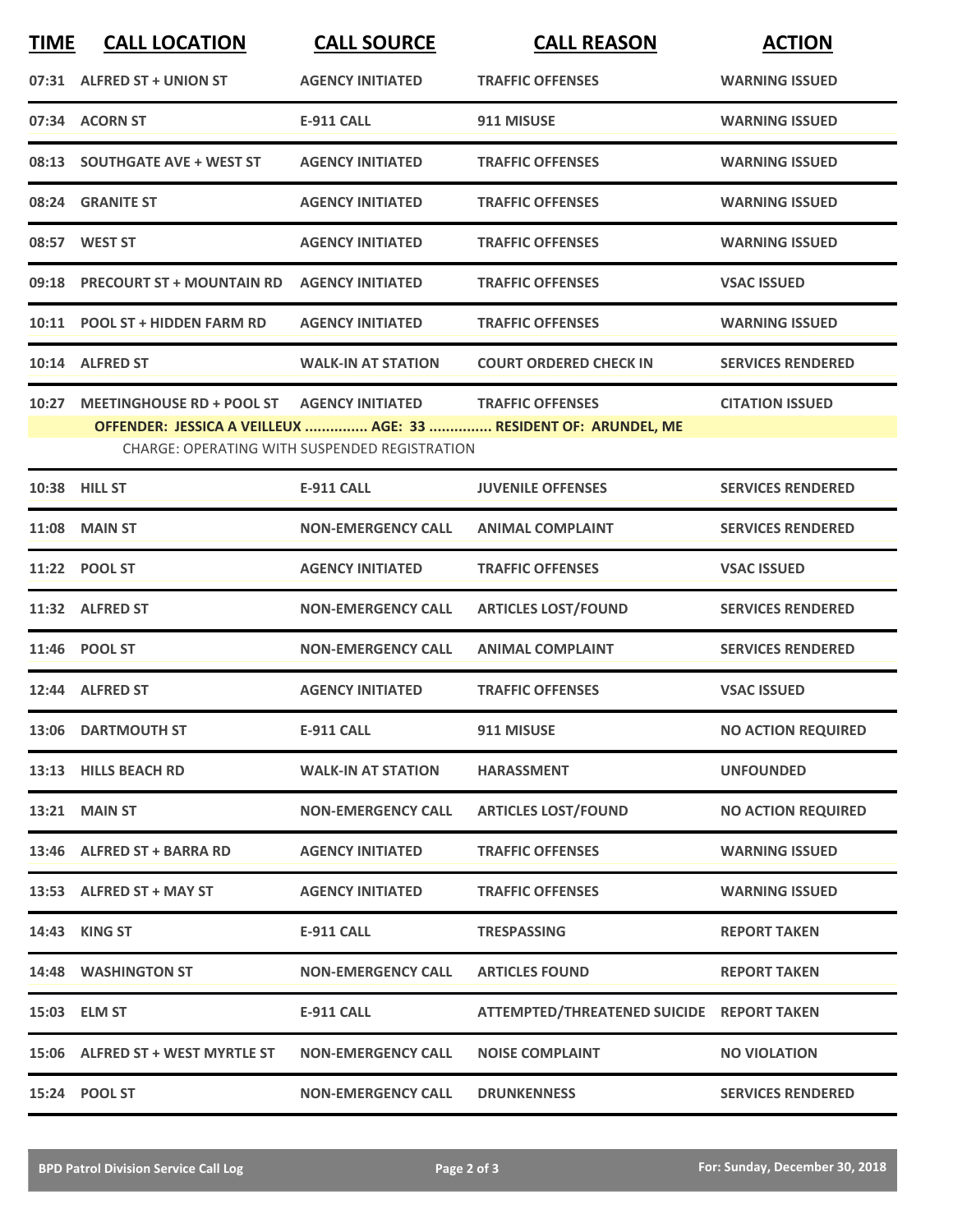| TIME | CALL LOCATION | CALL SOURCE | CALL REASON | ACTION |
|---|---|---|---|---|
| 07:31 | ALFRED ST + UNION ST | AGENCY INITIATED | TRAFFIC OFFENSES | WARNING ISSUED |
| 07:34 | ACORN ST | E-911 CALL | 911 MISUSE | WARNING ISSUED |
| 08:13 | SOUTHGATE AVE + WEST ST | AGENCY INITIATED | TRAFFIC OFFENSES | WARNING ISSUED |
| 08:24 | GRANITE ST | AGENCY INITIATED | TRAFFIC OFFENSES | WARNING ISSUED |
| 08:57 | WEST ST | AGENCY INITIATED | TRAFFIC OFFENSES | WARNING ISSUED |
| 09:18 | PRECOURT ST + MOUNTAIN RD | AGENCY INITIATED | TRAFFIC OFFENSES | VSAC ISSUED |
| 10:11 | POOL ST + HIDDEN FARM RD | AGENCY INITIATED | TRAFFIC OFFENSES | WARNING ISSUED |
| 10:14 | ALFRED ST | WALK-IN AT STATION | COURT ORDERED CHECK IN | SERVICES RENDERED |
| 10:27 | MEETINGHOUSE RD + POOL ST | AGENCY INITIATED | TRAFFIC OFFENSES | CITATION ISSUED |
| | **OFFENDER: JESSICA A VEILLEUX ............... AGE: 33 ............... RESIDENT OF: ARUNDEL, ME** | | | |
| | CHARGE: OPERATING WITH SUSPENDED REGISTRATION | | | |
| 10:38 | HILL ST | E-911 CALL | JUVENILE OFFENSES | SERVICES RENDERED |
| 11:08 | MAIN ST | NON-EMERGENCY CALL | ANIMAL COMPLAINT | SERVICES RENDERED |
| 11:22 | POOL ST | AGENCY INITIATED | TRAFFIC OFFENSES | VSAC ISSUED |
| 11:32 | ALFRED ST | NON-EMERGENCY CALL | ARTICLES LOST/FOUND | SERVICES RENDERED |
| 11:46 | POOL ST | NON-EMERGENCY CALL | ANIMAL COMPLAINT | SERVICES RENDERED |
| 12:44 | ALFRED ST | AGENCY INITIATED | TRAFFIC OFFENSES | VSAC ISSUED |
| 13:06 | DARTMOUTH ST | E-911 CALL | 911 MISUSE | NO ACTION REQUIRED |
| 13:13 | HILLS BEACH RD | WALK-IN AT STATION | HARASSMENT | UNFOUNDED |
| 13:21 | MAIN ST | NON-EMERGENCY CALL | ARTICLES LOST/FOUND | NO ACTION REQUIRED |
| 13:46 | ALFRED ST + BARRA RD | AGENCY INITIATED | TRAFFIC OFFENSES | WARNING ISSUED |
| 13:53 | ALFRED ST + MAY ST | AGENCY INITIATED | TRAFFIC OFFENSES | WARNING ISSUED |
| 14:43 | KING ST | E-911 CALL | TRESPASSING | REPORT TAKEN |
| 14:48 | WASHINGTON ST | NON-EMERGENCY CALL | ARTICLES FOUND | REPORT TAKEN |
| 15:03 | ELM ST | E-911 CALL | ATTEMPTED/THREATENED SUICIDE | REPORT TAKEN |
| 15:06 | ALFRED ST + WEST MYRTLE ST | NON-EMERGENCY CALL | NOISE COMPLAINT | NO VIOLATION |
| 15:24 | POOL ST | NON-EMERGENCY CALL | DRUNKENNESS | SERVICES RENDERED |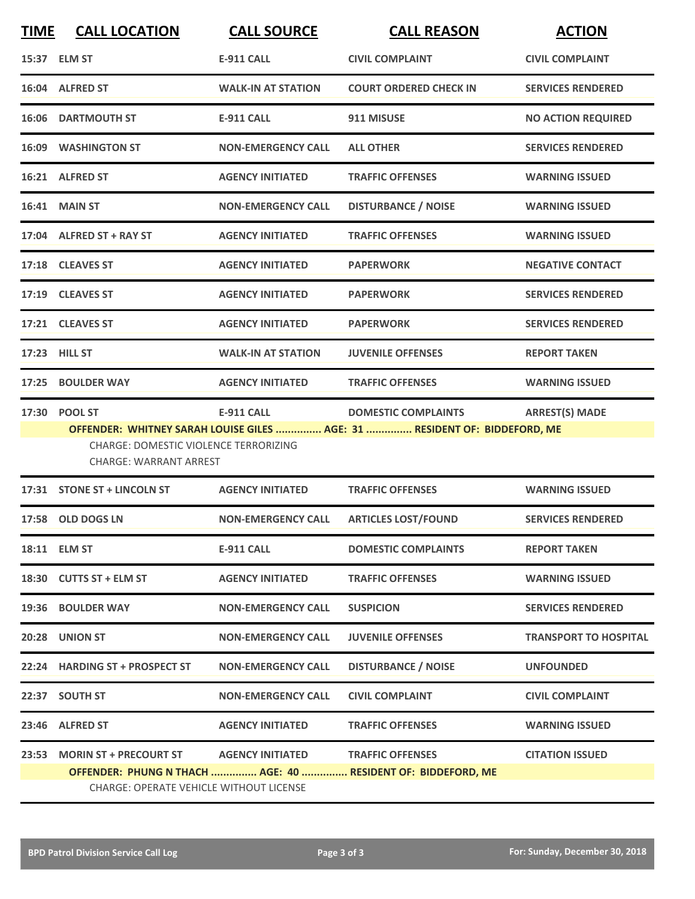| TIME | CALL LOCATION | CALL SOURCE | CALL REASON | ACTION |
|---|---|---|---|---|
| 15:37 | ELM ST | E-911 CALL | CIVIL COMPLAINT | CIVIL COMPLAINT |
| 16:04 | ALFRED ST | WALK-IN AT STATION | COURT ORDERED CHECK IN | SERVICES RENDERED |
| 16:06 | DARTMOUTH ST | E-911 CALL | 911 MISUSE | NO ACTION REQUIRED |
| 16:09 | WASHINGTON ST | NON-EMERGENCY CALL | ALL OTHER | SERVICES RENDERED |
| 16:21 | ALFRED ST | AGENCY INITIATED | TRAFFIC OFFENSES | WARNING ISSUED |
| 16:41 | MAIN ST | NON-EMERGENCY CALL | DISTURBANCE / NOISE | WARNING ISSUED |
| 17:04 | ALFRED ST + RAY ST | AGENCY INITIATED | TRAFFIC OFFENSES | WARNING ISSUED |
| 17:18 | CLEAVES ST | AGENCY INITIATED | PAPERWORK | NEGATIVE CONTACT |
| 17:19 | CLEAVES ST | AGENCY INITIATED | PAPERWORK | SERVICES RENDERED |
| 17:21 | CLEAVES ST | AGENCY INITIATED | PAPERWORK | SERVICES RENDERED |
| 17:23 | HILL ST | WALK-IN AT STATION | JUVENILE OFFENSES | REPORT TAKEN |
| 17:25 | BOULDER WAY | AGENCY INITIATED | TRAFFIC OFFENSES | WARNING ISSUED |
| 17:30 | POOL ST | E-911 CALL | DOMESTIC COMPLAINTS | ARREST(S) MADE |

**OFFENDER: WHITNEY SARAH LOUISE GILES ............... AGE: 31 ............... RESIDENT OF: BIDDEFORD, ME**

CHARGE: DOMESTIC VIOLENCE TERRORIZING

CHARGE: WARRANT ARREST

| TIME | CALL LOCATION | CALL SOURCE | CALL REASON | ACTION |
|---|---|---|---|---|
| 17:31 | STONE ST + LINCOLN ST | AGENCY INITIATED | TRAFFIC OFFENSES | WARNING ISSUED |
| 17:58 | OLD DOGS LN | NON-EMERGENCY CALL | ARTICLES LOST/FOUND | SERVICES RENDERED |
| 18:11 | ELM ST | E-911 CALL | DOMESTIC COMPLAINTS | REPORT TAKEN |
| 18:30 | CUTTS ST + ELM ST | AGENCY INITIATED | TRAFFIC OFFENSES | WARNING ISSUED |
| 19:36 | BOULDER WAY | NON-EMERGENCY CALL | SUSPICION | SERVICES RENDERED |
| 20:28 | UNION ST | NON-EMERGENCY CALL | JUVENILE OFFENSES | TRANSPORT TO HOSPITAL |
| 22:24 | HARDING ST + PROSPECT ST | NON-EMERGENCY CALL | DISTURBANCE / NOISE | UNFOUNDED |
| 22:37 | SOUTH ST | NON-EMERGENCY CALL | CIVIL COMPLAINT | CIVIL COMPLAINT |
| 23:46 | ALFRED ST | AGENCY INITIATED | TRAFFIC OFFENSES | WARNING ISSUED |
| 23:53 | MORIN ST + PRECOURT ST | AGENCY INITIATED | TRAFFIC OFFENSES | CITATION ISSUED |

**OFFENDER: PHUNG N THACH ............... AGE: 40 ............... RESIDENT OF: BIDDEFORD, ME**

CHARGE: OPERATE VEHICLE WITHOUT LICENSE

BPD Patrol Division Service Call Log — For: Sunday, December 30, 2018